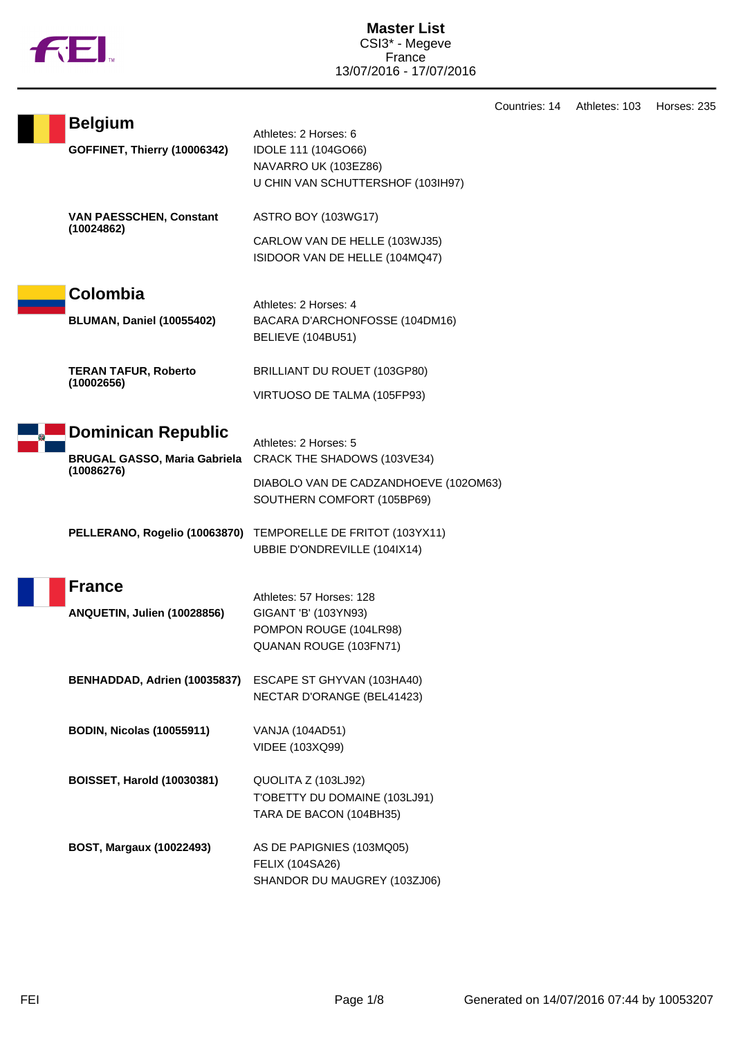# Master List

CSI3* - Megeve
France
13/07/2016 - 17/07/2016

Countries: 14 Athletes: 103 Horses: 235

## Belgium

Athletes: 2 Horses: 6

**GOFFINET, Thierry (10006342)**
- IDOLE 111 (104GO66)
- NAVARRO UK (103EZ86)
- U CHIN VAN SCHUTTERSHOF (103IH97)

**VAN PAESSCHEN, Constant (10024862)**
- ASTRO BOY (103WG17)
- CARLOW VAN DE HELLE (103WJ35)
- ISIDOOR VAN DE HELLE (104MQ47)

## Colombia

Athletes: 2 Horses: 4

**BLUMAN, Daniel (10055402)**
- BACARA D'ARCHONFOSSE (104DM16)
- BELIEVE (104BU51)

**TERAN TAFUR, Roberto (10002656)**
- BRILLIANT DU ROUET (103GP80)
- VIRTUOSO DE TALMA (105FP93)

## Dominican Republic

Athletes: 2 Horses: 5

**BRUGAL GASSO, Maria Gabriela (10086276)**
- CRACK THE SHADOWS (103VE34)
- DIABOLO VAN DE CADZANDHOEVE (102OM63)
- SOUTHERN COMFORT (105BP69)

**PELLERANO, Rogelio (10063870)**
- TEMPORELLE DE FRITOT (103YX11)
- UBBIE D'ONDREVILLE (104IX14)

## France

Athletes: 57 Horses: 128

**ANQUETIN, Julien (10028856)**
- GIGANT 'B' (103YN93)
- POMPON ROUGE (104LR98)
- QUANAN ROUGE (103FN71)

**BENHADDAD, Adrien (10035837)**
- ESCAPE ST GHYVAN (103HA40)
- NECTAR D'ORANGE (BEL41423)

**BODIN, Nicolas (10055911)**
- VANJA (104AD51)
- VIDEE (103XQ99)

**BOISSET, Harold (10030381)**
- QUOLITA Z (103LJ92)
- T'OBETTY DU DOMAINE (103LJ91)
- TARA DE BACON (104BH35)

**BOST, Margaux (10022493)**
- AS DE PAPIGNIES (103MQ05)
- FELIX (104SA26)
- SHANDOR DU MAUGREY (103ZJ06)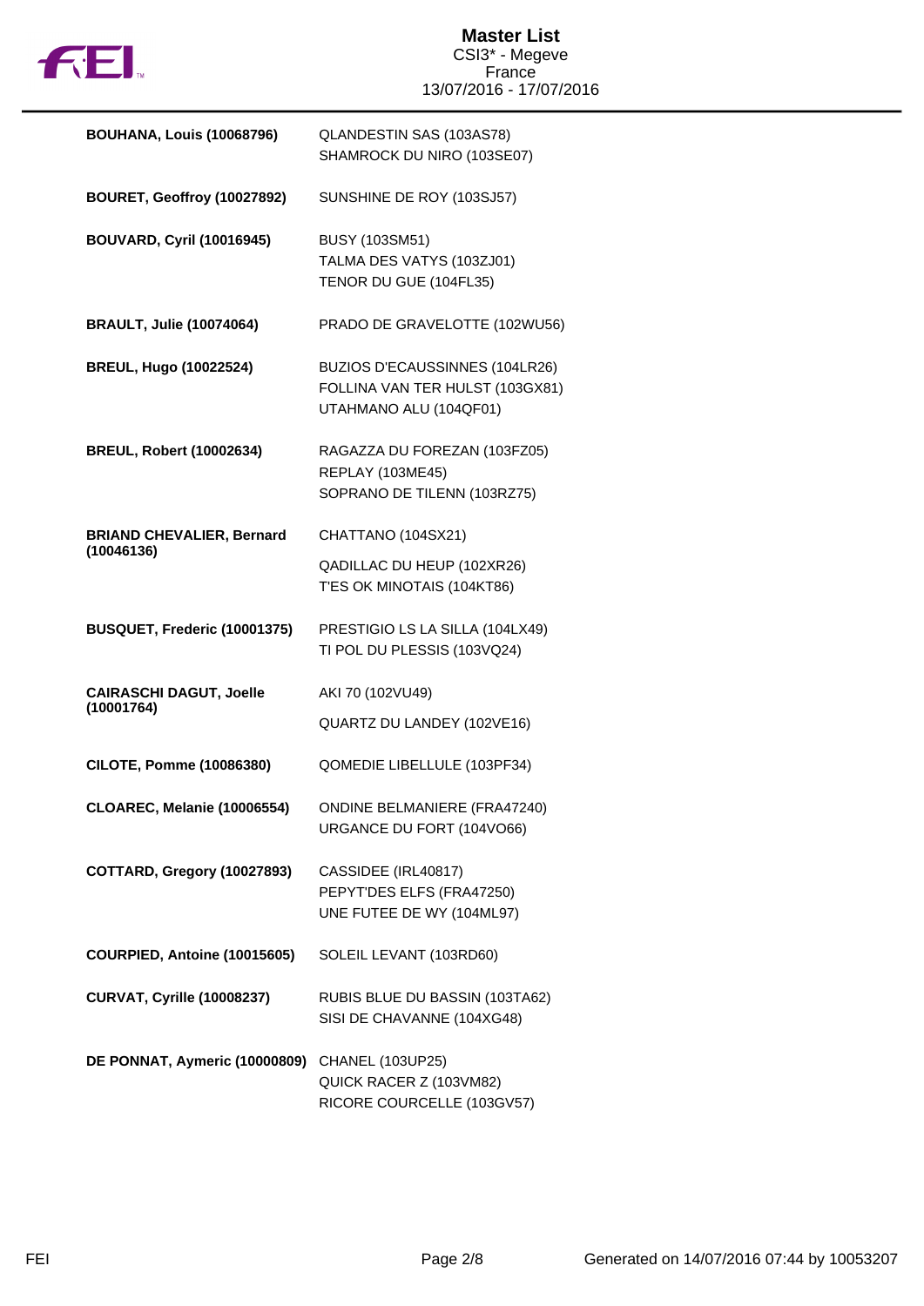# Master List

CSI3* - Megeve
France
13/07/2016 - 17/07/2016

| | |
|---|---|
| **BOUHANA, Louis (10068796)** | QLANDESTIN SAS (103AS78)<br>SHAMROCK DU NIRO (103SE07) |
| **BOURET, Geoffroy (10027892)** | SUNSHINE DE ROY (103SJ57) |
| **BOUVARD, Cyril (10016945)** | BUSY (103SM51)<br>TALMA DES VATYS (103ZJ01)<br>TENOR DU GUE (104FL35) |
| **BRAULT, Julie (10074064)** | PRADO DE GRAVELOTTE (102WU56) |
| **BREUL, Hugo (10022524)** | BUZIOS D'ECAUSSINNES (104LR26)<br>FOLLINA VAN TER HULST (103GX81)<br>UTAHMANO ALU (104QF01) |
| **BREUL, Robert (10002634)** | RAGAZZA DU FOREZAN (103FZ05)<br>REPLAY (103ME45)<br>SOPRANO DE TILENN (103RZ75) |
| **BRIAND CHEVALIER, Bernard (10046136)** | CHATTANO (104SX21)<br>QADILLAC DU HEUP (102XR26)<br>T'ES OK MINOTAIS (104KT86) |
| **BUSQUET, Frederic (10001375)** | PRESTIGIO LS LA SILLA (104LX49)<br>TI POL DU PLESSIS (103VQ24) |
| **CAIRASCHI DAGUT, Joelle (10001764)** | AKI 70 (102VU49)<br>QUARTZ DU LANDEY (102VE16) |
| **CILOTE, Pomme (10086380)** | QOMEDIE LIBELLULE (103PF34) |
| **CLOAREC, Melanie (10006554)** | ONDINE BELMANIERE (FRA47240)<br>URGANCE DU FORT (104VO66) |
| **COTTARD, Gregory (10027893)** | CASSIDEE (IRL40817)<br>PEPYT'DES ELFS (FRA47250)<br>UNE FUTEE DE WY (104ML97) |
| **COURPIED, Antoine (10015605)** | SOLEIL LEVANT (103RD60) |
| **CURVAT, Cyrille (10008237)** | RUBIS BLUE DU BASSIN (103TA62)<br>SISI DE CHAVANNE (104XG48) |
| **DE PONNAT, Aymeric (10000809)** | CHANEL (103UP25)<br>QUICK RACER Z (103VM82)<br>RICORE COURCELLE (103GV57) |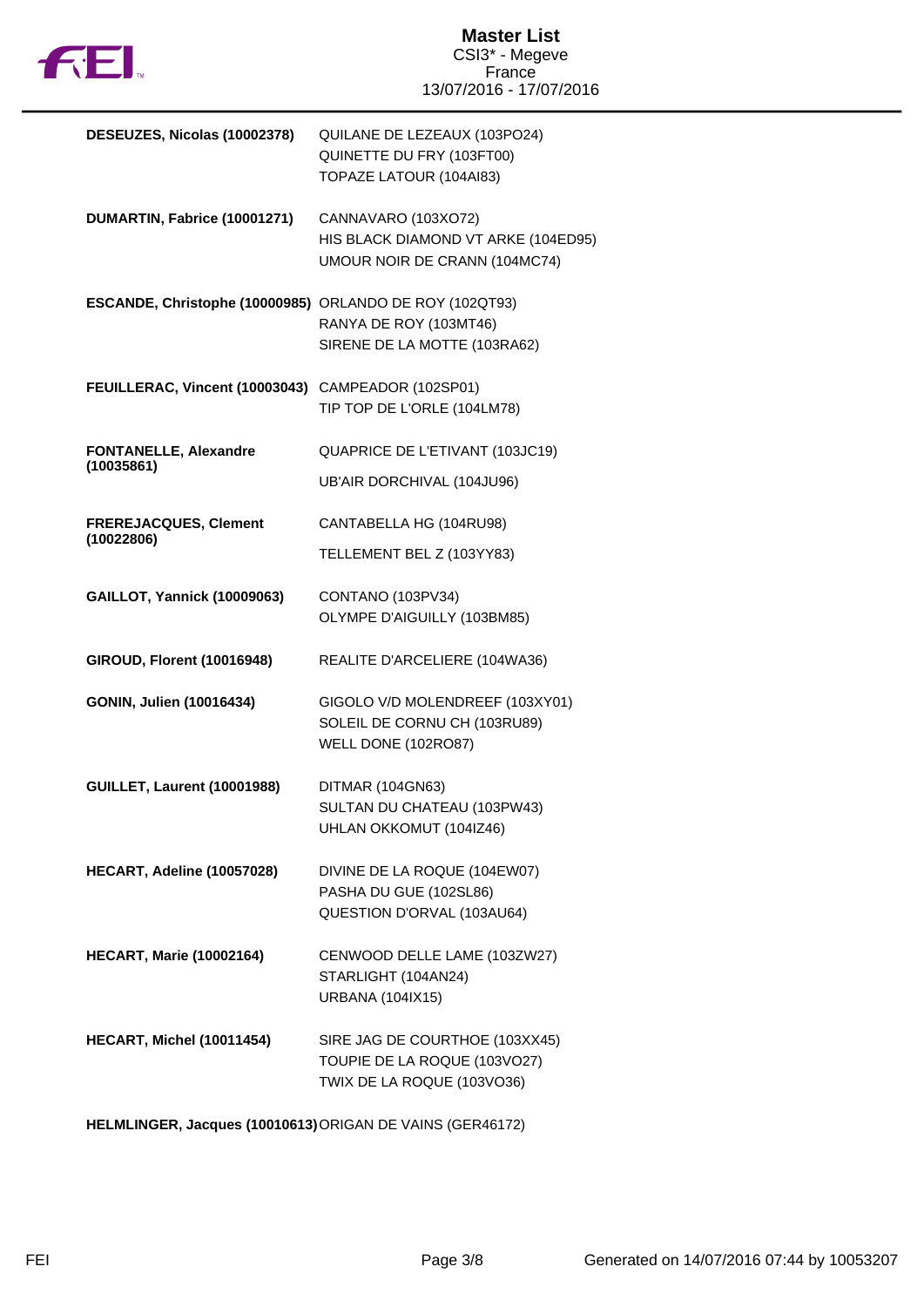**Master List**
CSI3* - Megeve
France
13/07/2016 - 17/07/2016

| | |
|---|---|
| **DESEUZES, Nicolas (10002378)** | QUILANE DE LEZEAUX (103PO24)<br>QUINETTE DU FRY (103FT00)<br>TOPAZE LATOUR (104AI83) |
| **DUMARTIN, Fabrice (10001271)** | CANNAVARO (103XO72)<br>HIS BLACK DIAMOND VT ARKE (104ED95)<br>UMOUR NOIR DE CRANN (104MC74) |
| **ESCANDE, Christophe (10000985)** | ORLANDO DE ROY (102QT93)<br>RANYA DE ROY (103MT46)<br>SIRENE DE LA MOTTE (103RA62) |
| **FEUILLERAC, Vincent (10003043)** | CAMPEADOR (102SP01)<br>TIP TOP DE L'ORLE (104LM78) |
| **FONTANELLE, Alexandre (10035861)** | QUAPRICE DE L'ETIVANT (103JC19)<br>UB'AIR DORCHIVAL (104JU96) |
| **FREREJACQUES, Clement (10022806)** | CANTABELLA HG (104RU98)<br>TELLEMENT BEL Z (103YY83) |
| **GAILLOT, Yannick (10009063)** | CONTANO (103PV34)<br>OLYMPE D'AIGUILLY (103BM85) |
| **GIROUD, Florent (10016948)** | REALITE D'ARCELIERE (104WA36) |
| **GONIN, Julien (10016434)** | GIGOLO V/D MOLENDREEF (103XY01)<br>SOLEIL DE CORNU CH (103RU89)<br>WELL DONE (102RO87) |
| **GUILLET, Laurent (10001988)** | DITMAR (104GN63)<br>SULTAN DU CHATEAU (103PW43)<br>UHLAN OKKOMUT (104IZ46) |
| **HECART, Adeline (10057028)** | DIVINE DE LA ROQUE (104EW07)<br>PASHA DU GUE (102SL86)<br>QUESTION D'ORVAL (103AU64) |
| **HECART, Marie (10002164)** | CENWOOD DELLE LAME (103ZW27)<br>STARLIGHT (104AN24)<br>URBANA (104IX15) |
| **HECART, Michel (10011454)** | SIRE JAG DE COURTHOE (103XX45)<br>TOUPIE DE LA ROQUE (103VO27)<br>TWIX DE LA ROQUE (103VO36) |
| **HELMLINGER, Jacques (10010613)** | ORIGAN DE VAINS (GER46172) |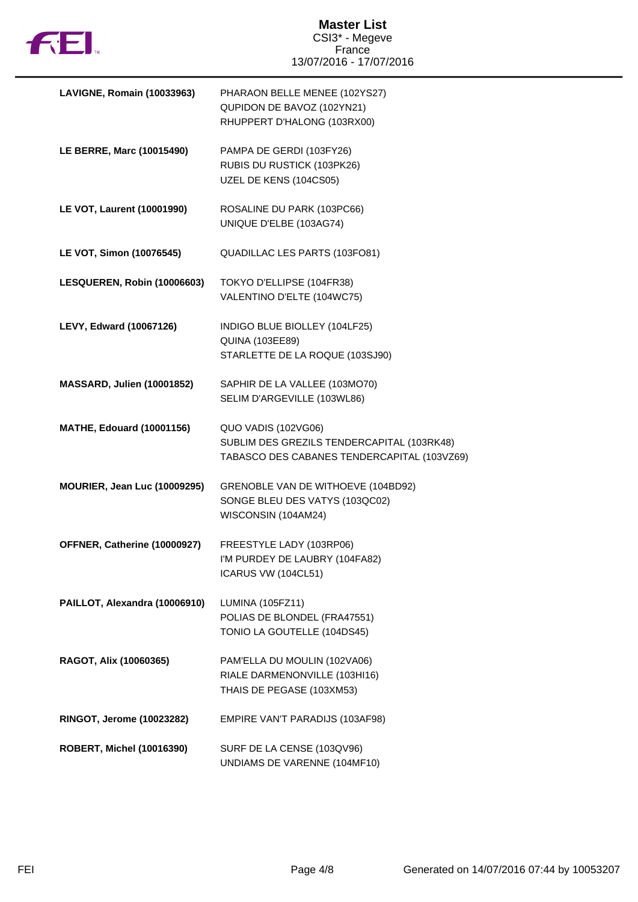# Master List
CSI3* - Megeve
France
13/07/2016 - 17/07/2016

| | |
|---|---|
| **LAVIGNE, Romain (10033963)** | PHARAON BELLE MENEE (102YS27)<br>QUPIDON DE BAVOZ (102YN21)<br>RHUPPERT D'HALONG (103RX00) |
| **LE BERRE, Marc (10015490)** | PAMPA DE GERDI (103FY26)<br>RUBIS DU RUSTICK (103PK26)<br>UZEL DE KENS (104CS05) |
| **LE VOT, Laurent (10001990)** | ROSALINE DU PARK (103PC66)<br>UNIQUE D'ELBE (103AG74) |
| **LE VOT, Simon (10076545)** | QUADILLAC LES PARTS (103FO81) |
| **LESQUEREN, Robin (10006603)** | TOKYO D'ELLIPSE (104FR38)<br>VALENTINO D'ELTE (104WC75) |
| **LEVY, Edward (10067126)** | INDIGO BLUE BIOLLEY (104LF25)<br>QUINA (103EE89)<br>STARLETTE DE LA ROQUE (103SJ90) |
| **MASSARD, Julien (10001852)** | SAPHIR DE LA VALLEE (103MO70)<br>SELIM D'ARGEVILLE (103WL86) |
| **MATHE, Edouard (10001156)** | QUO VADIS (102VG06)<br>SUBLIM DES GREZILS TENDERCAPITAL (103RK48)<br>TABASCO DES CABANES TENDERCAPITAL (103VZ69) |
| **MOURIER, Jean Luc (10009295)** | GRENOBLE VAN DE WITHOEVE (104BD92)<br>SONGE BLEU DES VATYS (103QC02)<br>WISCONSIN (104AM24) |
| **OFFNER, Catherine (10000927)** | FREESTYLE LADY (103RP06)<br>I'M PURDEY DE LAUBRY (104FA82)<br>ICARUS VW (104CL51) |
| **PAILLOT, Alexandra (10006910)** | LUMINA (105FZ11)<br>POLIAS DE BLONDEL (FRA47551)<br>TONIO LA GOUTELLE (104DS45) |
| **RAGOT, Alix (10060365)** | PAM'ELLA DU MOULIN (102VA06)<br>RIALE DARMENONVILLE (103HI16)<br>THAIS DE PEGASE (103XM53) |
| **RINGOT, Jerome (10023282)** | EMPIRE VAN'T PARADIJS (103AF98) |
| **ROBERT, Michel (10016390)** | SURF DE LA CENSE (103QV96)<br>UNDIAMS DE VARENNE (104MF10) |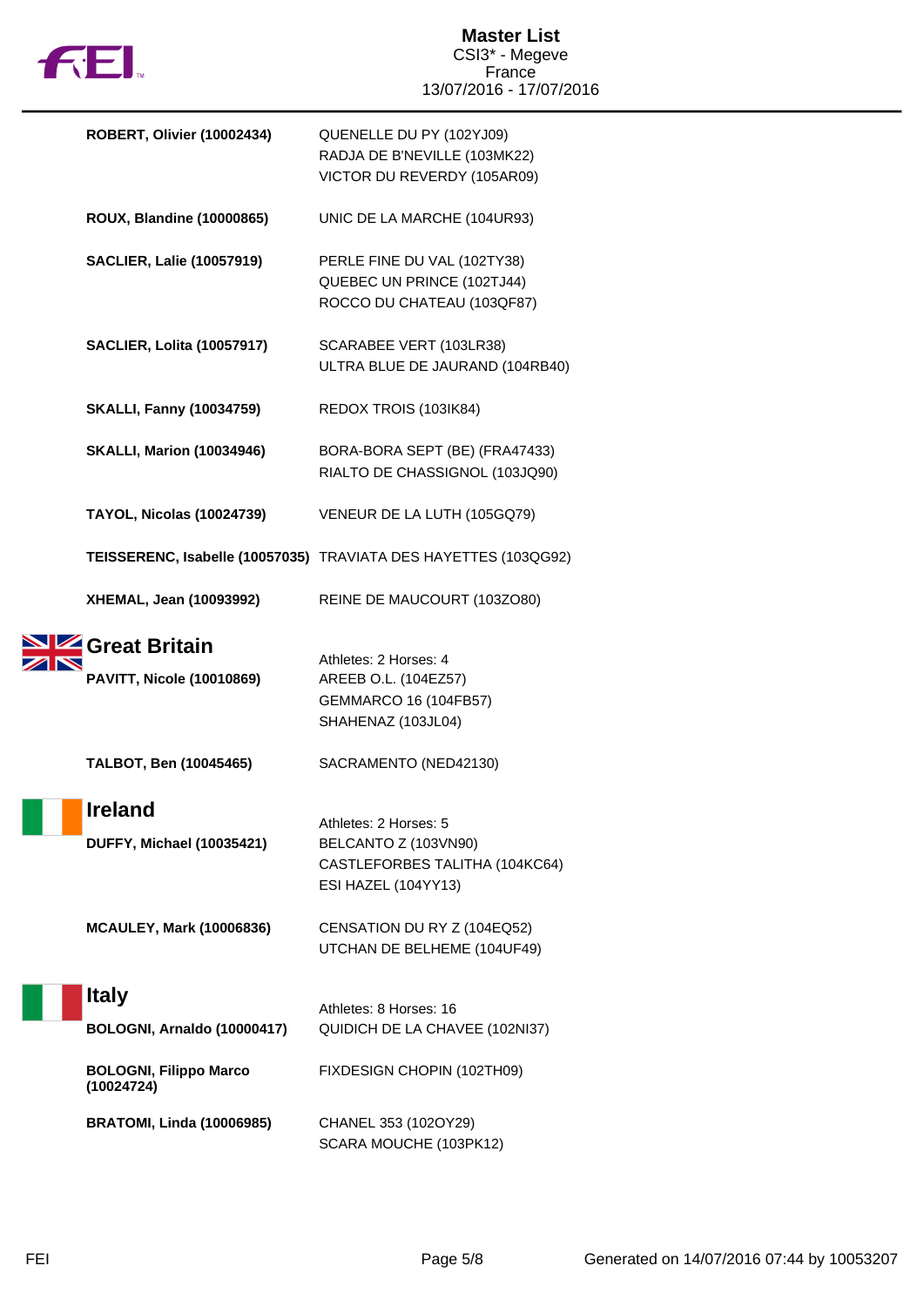| | |
|---|---|
| **ROBERT, Olivier (10002434)** | QUENELLE DU PY (102YJ09)<br>RADJA DE B'NEVILLE (103MK22)<br>VICTOR DU REVERDY (105AR09) |
| **ROUX, Blandine (10000865)** | UNIC DE LA MARCHE (104UR93) |
| **SACLIER, Lalie (10057919)** | PERLE FINE DU VAL (102TY38)<br>QUEBEC UN PRINCE (102TJ44)<br>ROCCO DU CHATEAU (103QF87) |
| **SACLIER, Lolita (10057917)** | SCARABEE VERT (103LR38)<br>ULTRA BLUE DE JAURAND (104RB40) |
| **SKALLI, Fanny (10034759)** | REDOX TROIS (103IK84) |
| **SKALLI, Marion (10034946)** | BORA-BORA SEPT (BE) (FRA47433)<br>RIALTO DE CHASSIGNOL (103JQ90) |
| **TAYOL, Nicolas (10024739)** | VENEUR DE LA LUTH (105GQ79) |
| **TEISSERENC, Isabelle (10057035)** | TRAVIATA DES HAYETTES (103QG92) |
| **XHEMAL, Jean (10093992)** | REINE DE MAUCOURT (103ZO80) |

## Great Britain

Athletes: 2 Horses: 4

| | |
|---|---|
| **PAVITT, Nicole (10010869)** | AREEB O.L. (104EZ57)<br>GEMMARCO 16 (104FB57)<br>SHAHENAZ (103JL04) |
| **TALBOT, Ben (10045465)** | SACRAMENTO (NED42130) |

## Ireland

Athletes: 2 Horses: 5

| | |
|---|---|
| **DUFFY, Michael (10035421)** | BELCANTO Z (103VN90)<br>CASTLEFORBES TALITHA (104KC64)<br>ESI HAZEL (104YY13) |
| **MCAULEY, Mark (10006836)** | CENSATION DU RY Z (104EQ52)<br>UTCHAN DE BELHEME (104UF49) |

## Italy

Athletes: 8 Horses: 16

| | |
|---|---|
| **BOLOGNI, Arnaldo (10000417)** | QUIDICH DE LA CHAVEE (102NI37) |
| **BOLOGNI, Filippo Marco (10024724)** | FIXDESIGN CHOPIN (102TH09) |
| **BRATOMI, Linda (10006985)** | CHANEL 353 (102OY29)<br>SCARA MOUCHE (103PK12) |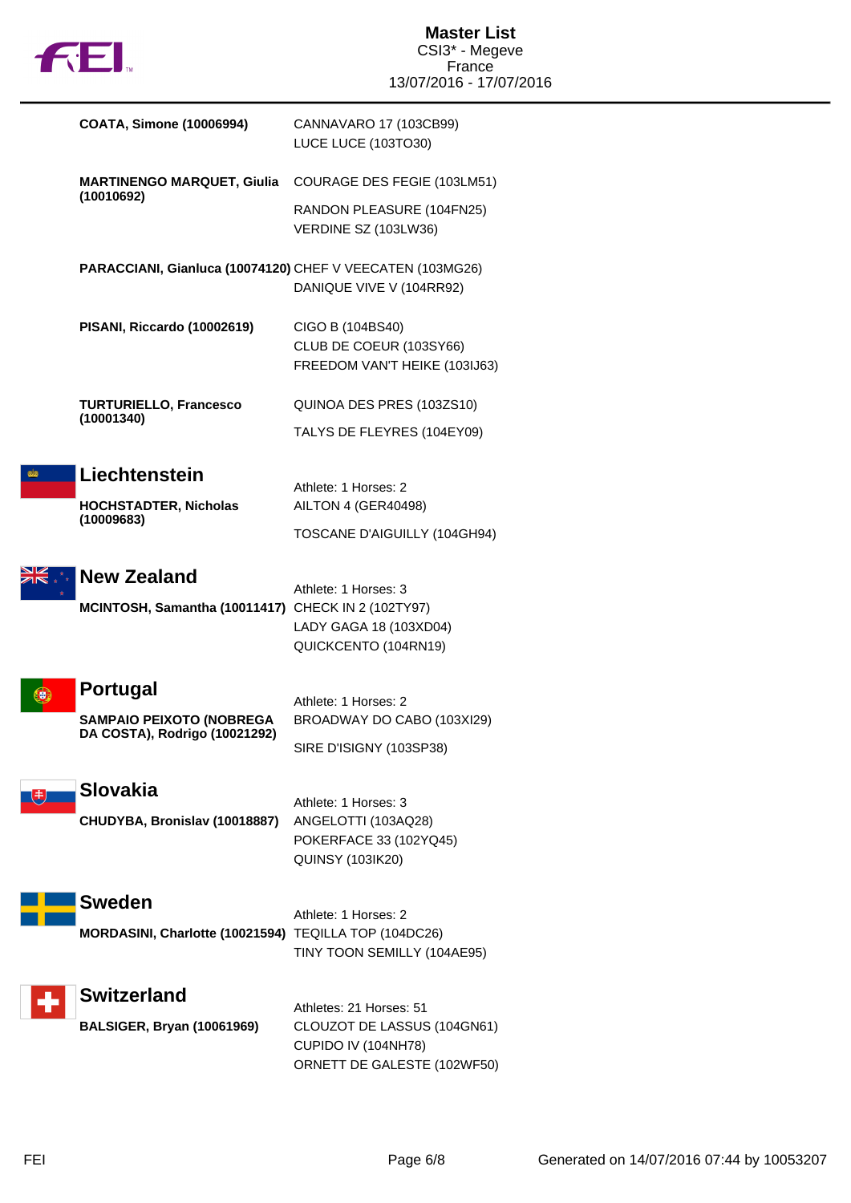| | |
|---|---|
| **COATA, Simone (10006994)** | CANNAVARO 17 (103CB99) |
| | LUCE LUCE (103TO30) |
| **MARTINENGO MARQUET, Giulia (10010692)** | COURAGE DES FEGIE (103LM51) |
| | RANDON PLEASURE (104FN25) |
| | VERDINE SZ (103LW36) |
| **PARACCIANI, Gianluca (10074120)** | CHEF V VEECATEN (103MG26) |
| | DANIQUE VIVE V (104RR92) |
| **PISANI, Riccardo (10002619)** | CIGO B (104BS40) |
| | CLUB DE COEUR (103SY66) |
| | FREEDOM VAN'T HEIKE (103IJ63) |
| **TURTURIELLO, Francesco (10001340)** | QUINOA DES PRES (103ZS10) |
| | TALYS DE FLEYRES (104EY09) |

## Liechtenstein

Athlete: 1 Horses: 2

| | |
|---|---|
| **HOCHSTADTER, Nicholas (10009683)** | AILTON 4 (GER40498) |
| | TOSCANE D'AIGUILLY (104GH94) |

## New Zealand

Athlete: 1 Horses: 3

| | |
|---|---|
| **MCINTOSH, Samantha (10011417)** | CHECK IN 2 (102TY97) |
| | LADY GAGA 18 (103XD04) |
| | QUICKCENTO (104RN19) |

## Portugal

Athlete: 1 Horses: 2

| | |
|---|---|
| **SAMPAIO PEIXOTO (NOBREGA DA COSTA), Rodrigo (10021292)** | BROADWAY DO CABO (103XI29) |
| | SIRE D'ISIGNY (103SP38) |

## Slovakia

Athlete: 1 Horses: 3

| | |
|---|---|
| **CHUDYBA, Bronislav (10018887)** | ANGELOTTI (103AQ28) |
| | POKERFACE 33 (102YQ45) |
| | QUINSY (103IK20) |

## Sweden

Athlete: 1 Horses: 2

| | |
|---|---|
| **MORDASINI, Charlotte (10021594)** | TEQILLA TOP (104DC26) |
| | TINY TOON SEMILLY (104AE95) |

## Switzerland

Athletes: 21 Horses: 51

| | |
|---|---|
| **BALSIGER, Bryan (10061969)** | CLOUZOT DE LASSUS (104GN61) |
| | CUPIDO IV (104NH78) |
| | ORNETT DE GALESTE (102WF50) |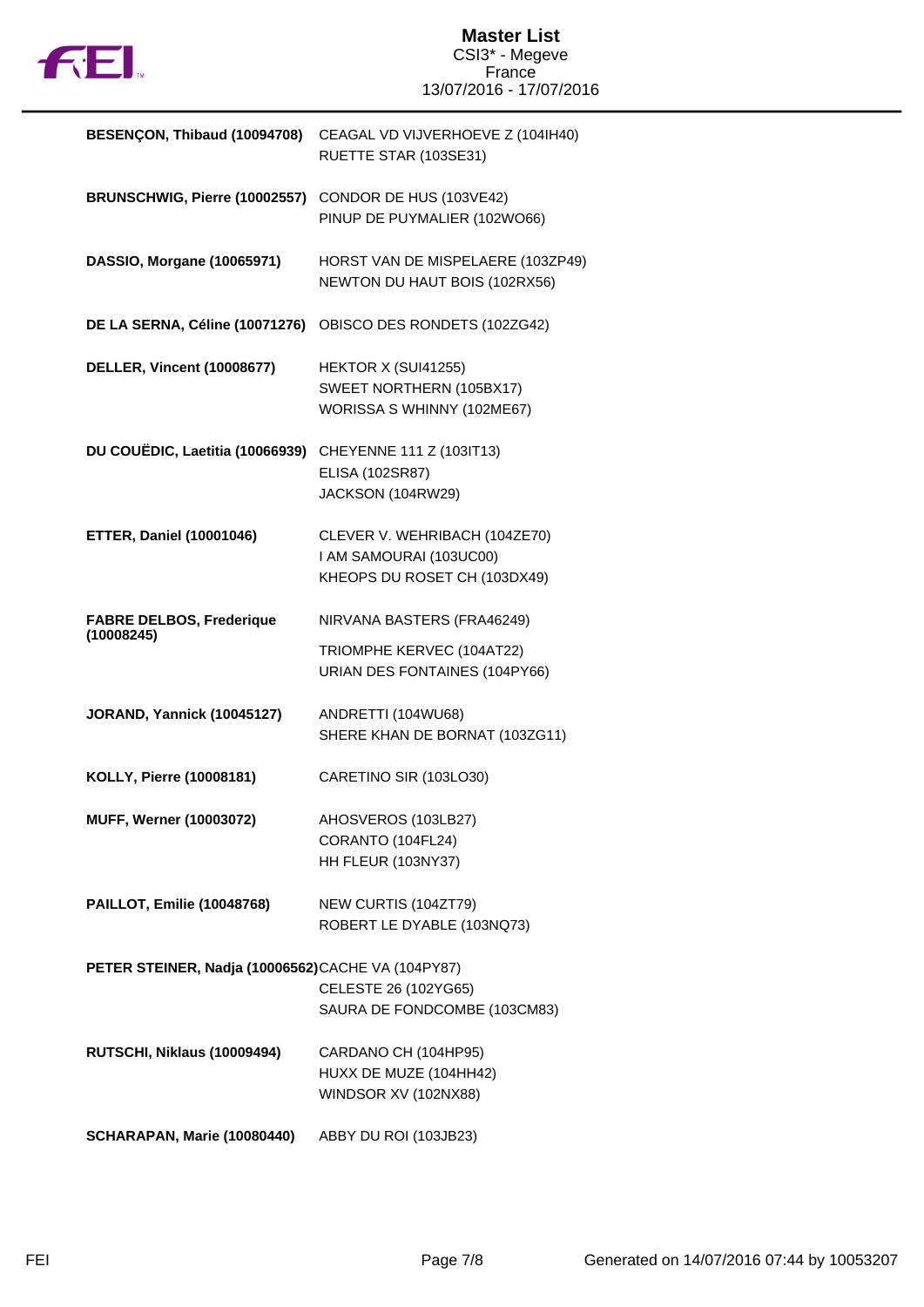# Master List

CSI3* - Megeve
France
13/07/2016 - 17/07/2016

| | |
|---|---|
| **BESENÇON, Thibaud (10094708)** | CEAGAL VD VIJVERHOEVE Z (104IH40)<br>RUETTE STAR (103SE31) |
| **BRUNSCHWIG, Pierre (10002557)** | CONDOR DE HUS (103VE42)<br>PINUP DE PUYMALIER (102WO66) |
| **DASSIO, Morgane (10065971)** | HORST VAN DE MISPELAERE (103ZP49)<br>NEWTON DU HAUT BOIS (102RX56) |
| **DE LA SERNA, Céline (10071276)** | OBISCO DES RONDETS (102ZG42) |
| **DELLER, Vincent (10008677)** | HEKTOR X (SUI41255)<br>SWEET NORTHERN (105BX17)<br>WORISSA S WHINNY (102ME67) |
| **DU COUËDIC, Laetitia (10066939)** | CHEYENNE 111 Z (103IT13)<br>ELISA (102SR87)<br>JACKSON (104RW29) |
| **ETTER, Daniel (10001046)** | CLEVER V. WEHRIBACH (104ZE70)<br>I AM SAMOURAI (103UC00)<br>KHEOPS DU ROSET CH (103DX49) |
| **FABRE DELBOS, Frederique (10008245)** | NIRVANA BASTERS (FRA46249)<br>TRIOMPHE KERVEC (104AT22)<br>URIAN DES FONTAINES (104PY66) |
| **JORAND, Yannick (10045127)** | ANDRETTI (104WU68)<br>SHERE KHAN DE BORNAT (103ZG11) |
| **KOLLY, Pierre (10008181)** | CARETINO SIR (103LO30) |
| **MUFF, Werner (10003072)** | AHOSVEROS (103LB27)<br>CORANTO (104FL24)<br>HH FLEUR (103NY37) |
| **PAILLOT, Emilie (10048768)** | NEW CURTIS (104ZT79)<br>ROBERT LE DYABLE (103NQ73) |
| **PETER STEINER, Nadja (10006562)** | CACHE VA (104PY87)<br>CELESTE 26 (102YG65)<br>SAURA DE FONDCOMBE (103CM83) |
| **RUTSCHI, Niklaus (10009494)** | CARDANO CH (104HP95)<br>HUXX DE MUZE (104HH42)<br>WINDSOR XV (102NX88) |
| **SCHARAPAN, Marie (10080440)** | ABBY DU ROI (103JB23) |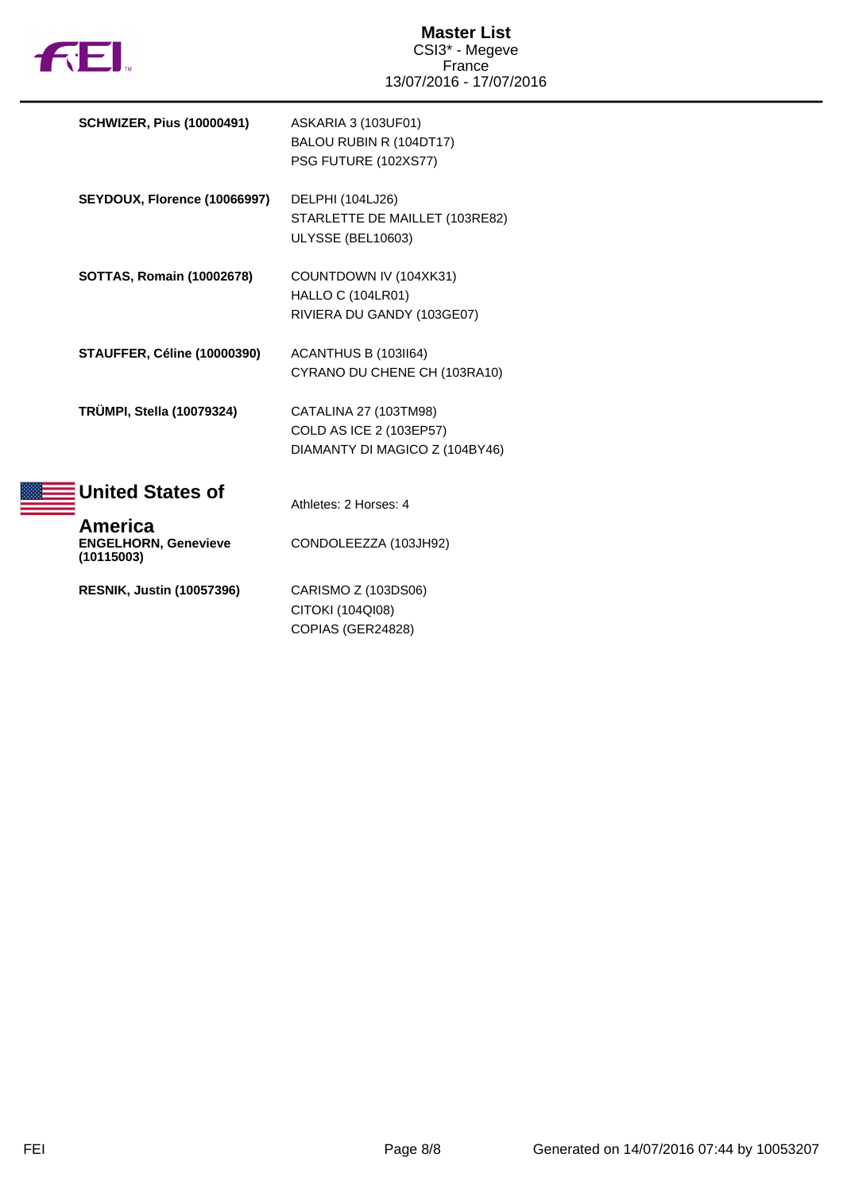| | |
|---|---|
| **SCHWIZER, Pius (10000491)** | ASKARIA 3 (103UF01)<br>BALOU RUBIN R (104DT17)<br>PSG FUTURE (102XS77) |
| **SEYDOUX, Florence (10066997)** | DELPHI (104LJ26)<br>STARLETTE DE MAILLET (103RE82)<br>ULYSSE (BEL10603) |
| **SOTTAS, Romain (10002678)** | COUNTDOWN IV (104XK31)<br>HALLO C (104LR01)<br>RIVIERA DU GANDY (103GE07) |
| **STAUFFER, Céline (10000390)** | ACANTHUS B (103II64)<br>CYRANO DU CHENE CH (103RA10) |
| **TRÜMPI, Stella (10079324)** | CATALINA 27 (103TM98)<br>COLD AS ICE 2 (103EP57)<br>DIAMANTY DI MAGICO Z (104BY46) |

## United States of America

Athletes: 2 Horses: 4

| | |
|---|---|
| **ENGELHORN, Genevieve (10115003)** | CONDOLEEZZA (103JH92) |
| **RESNIK, Justin (10057396)** | CARISMO Z (103DS06)<br>CITOKI (104QI08)<br>COPIAS (GER24828) |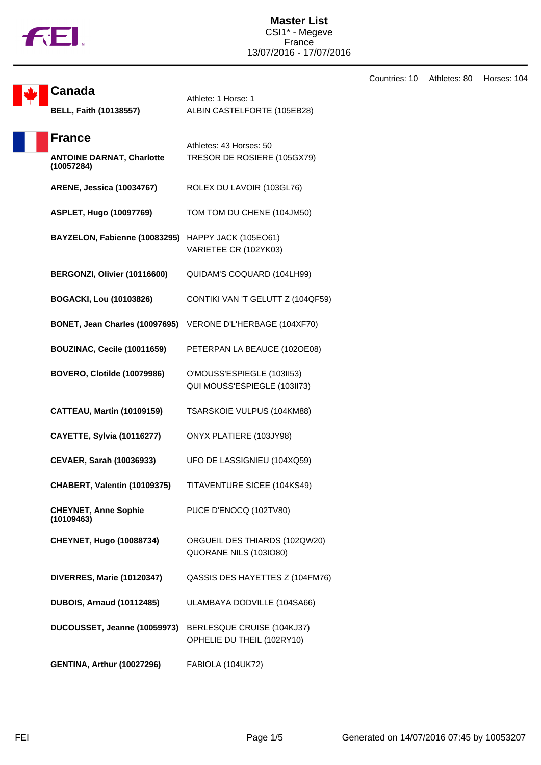# Master List

CSI1* - Megeve
France
13/07/2016 - 17/07/2016

Countries: 10 Athletes: 80 Horses: 104

## Canada

Athlete: 1 Horse: 1

| | |
|---|---|
| **BELL, Faith (10138557)** | ALBIN CASTELFORTE (105EB28) |

## France

Athletes: 43 Horses: 50

| | |
|---|---|
| **ANTOINE DARNAT, Charlotte (10057284)** | TRESOR DE ROSIERE (105GX79) |
| **ARENE, Jessica (10034767)** | ROLEX DU LAVOIR (103GL76) |
| **ASPLET, Hugo (10097769)** | TOM TOM DU CHENE (104JM50) |
| **BAYZELON, Fabienne (10083295)** | HAPPY JACK (105EO61)<br>VARIETEE CR (102YK03) |
| **BERGONZI, Olivier (10116600)** | QUIDAM'S COQUARD (104LH99) |
| **BOGACKI, Lou (10103826)** | CONTIKI VAN 'T GELUTT Z (104QF59) |
| **BONET, Jean Charles (10097695)** | VERONE D'L'HERBAGE (104XF70) |
| **BOUZINAC, Cecile (10011659)** | PETERPAN LA BEAUCE (102OE08) |
| **BOVERO, Clotilde (10079986)** | O'MOUSS'ESPIEGLE (103II53)<br>QUI MOUSS'ESPIEGLE (103II73) |
| **CATTEAU, Martin (10109159)** | TSARSKOIE VULPUS (104KM88) |
| **CAYETTE, Sylvia (10116277)** | ONYX PLATIERE (103JY98) |
| **CEVAER, Sarah (10036933)** | UFO DE LASSIGNIEU (104XQ59) |
| **CHABERT, Valentin (10109375)** | TITAVENTURE SICEE (104KS49) |
| **CHEYNET, Anne Sophie (10109463)** | PUCE D'ENOCQ (102TV80) |
| **CHEYNET, Hugo (10088734)** | ORGUEIL DES THIARDS (102QW20)<br>QUORANE NILS (103IO80) |
| **DIVERRES, Marie (10120347)** | QASSIS DES HAYETTES Z (104FM76) |
| **DUBOIS, Arnaud (10112485)** | ULAMBAYA DODVILLE (104SA66) |
| **DUCOUSSET, Jeanne (10059973)** | BERLESQUE CRUISE (104KJ37)<br>OPHELIE DU THEIL (102RY10) |
| **GENTINA, Arthur (10027296)** | FABIOLA (104UK72) |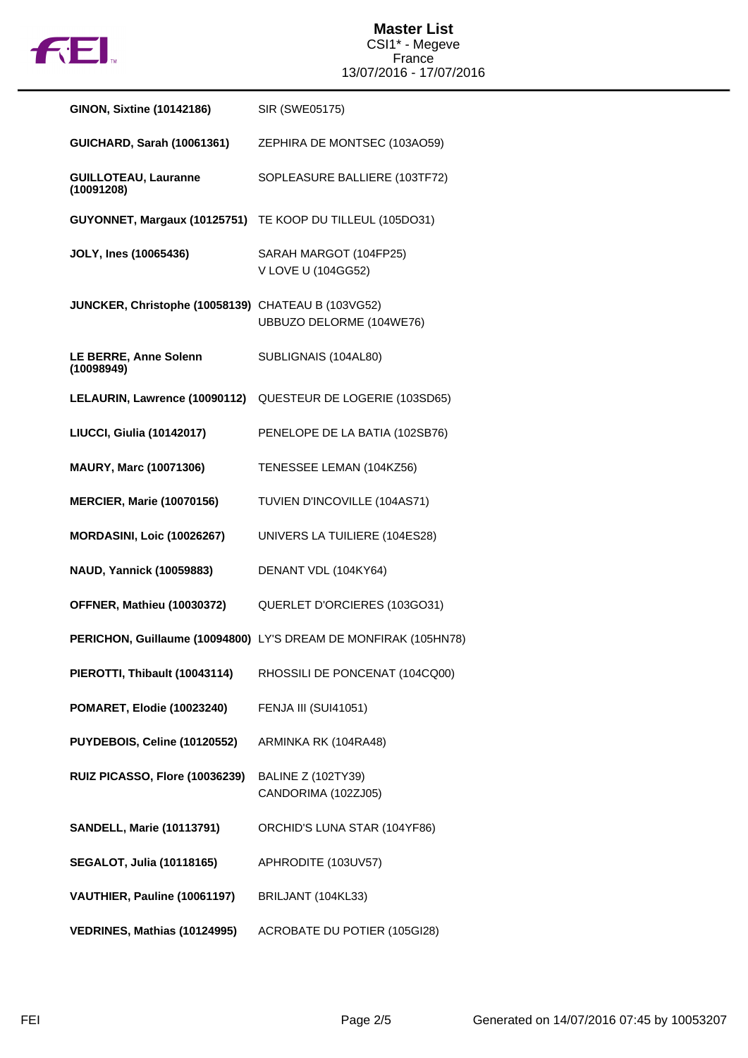| | |
|---|---|
| **GINON, Sixtine (10142186)** | SIR (SWE05175) |
| **GUICHARD, Sarah (10061361)** | ZEPHIRA DE MONTSEC (103AO59) |
| **GUILLOTEAU, Lauranne (10091208)** | SOPLEASURE BALLIERE (103TF72) |
| **GUYONNET, Margaux (10125751)** | TE KOOP DU TILLEUL (105DO31) |
| **JOLY, Ines (10065436)** | SARAH MARGOT (104FP25)<br>V LOVE U (104GG52) |
| **JUNCKER, Christophe (10058139)** | CHATEAU B (103VG52)<br>UBBUZO DELORME (104WE76) |
| **LE BERRE, Anne Solenn (10098949)** | SUBLIGNAIS (104AL80) |
| **LELAURIN, Lawrence (10090112)** | QUESTEUR DE LOGERIE (103SD65) |
| **LIUCCI, Giulia (10142017)** | PENELOPE DE LA BATIA (102SB76) |
| **MAURY, Marc (10071306)** | TENESSEE LEMAN (104KZ56) |
| **MERCIER, Marie (10070156)** | TUVIEN D'INCOVILLE (104AS71) |
| **MORDASINI, Loic (10026267)** | UNIVERS LA TUILIERE (104ES28) |
| **NAUD, Yannick (10059883)** | DENANT VDL (104KY64) |
| **OFFNER, Mathieu (10030372)** | QUERLET D'ORCIERES (103GO31) |
| **PERICHON, Guillaume (10094800)** | LY'S DREAM DE MONFIRAK (105HN78) |
| **PIEROTTI, Thibault (10043114)** | RHOSSILI DE PONCENAT (104CQ00) |
| **POMARET, Elodie (10023240)** | FENJA III (SUI41051) |
| **PUYDEBOIS, Celine (10120552)** | ARMINKA RK (104RA48) |
| **RUIZ PICASSO, Flore (10036239)** | BALINE Z (102TY39)<br>CANDORIMA (102ZJ05) |
| **SANDELL, Marie (10113791)** | ORCHID'S LUNA STAR (104YF86) |
| **SEGALOT, Julia (10118165)** | APHRODITE (103UV57) |
| **VAUTHIER, Pauline (10061197)** | BRILJANT (104KL33) |
| **VEDRINES, Mathias (10124995)** | ACROBATE DU POTIER (105GI28) |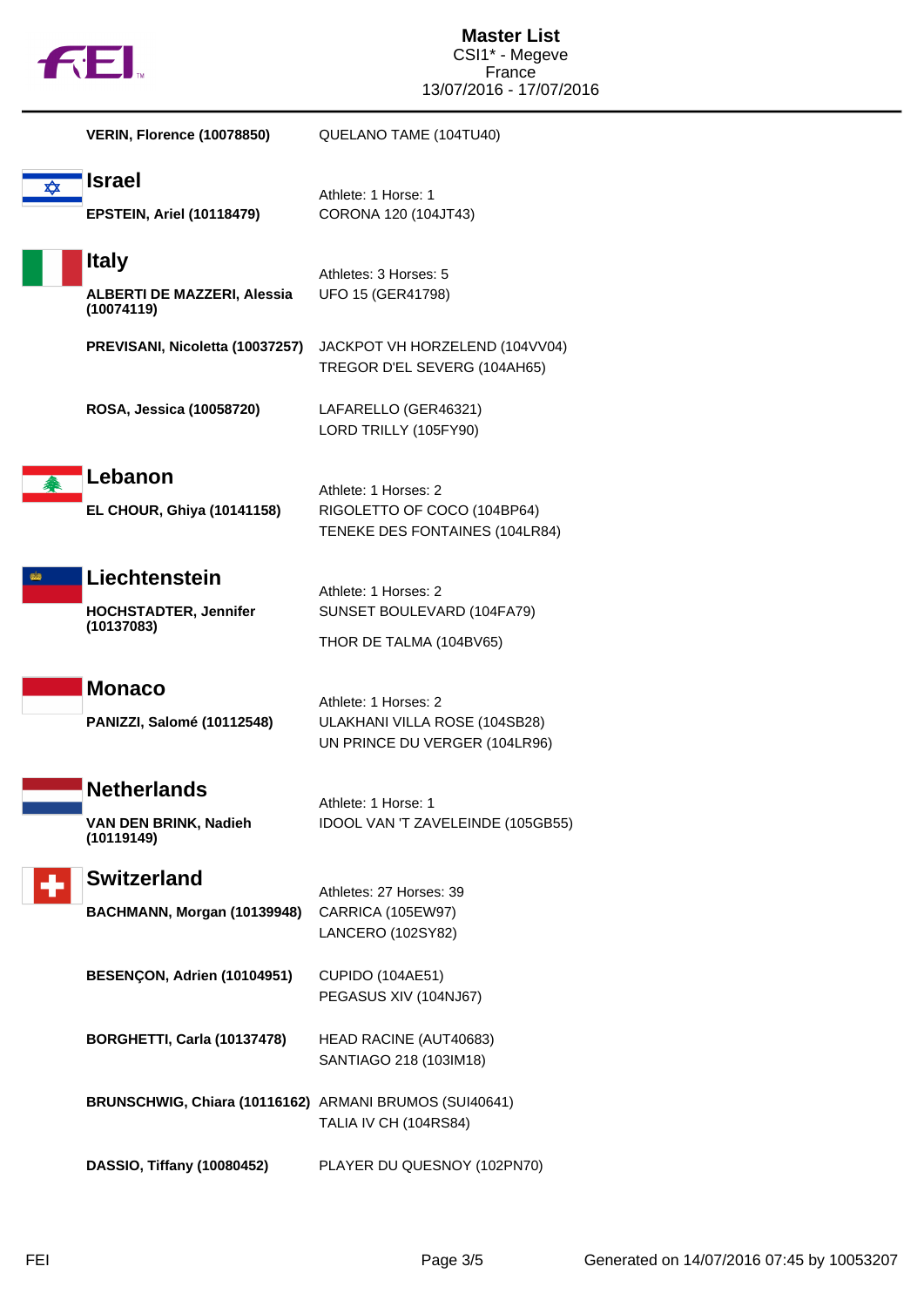| | |
|---|---|
| **VERIN, Florence (10078850)** | QUELANO TAME (104TU40) |

## Israel

Athlete: 1 Horse: 1

| | |
|---|---|
| **EPSTEIN, Ariel (10118479)** | CORONA 120 (104JT43) |

## Italy

Athletes: 3 Horses: 5

| | |
|---|---|
| **ALBERTI DE MAZZERI, Alessia (10074119)** | UFO 15 (GER41798) |
| **PREVISANI, Nicoletta (10037257)** | JACKPOT VH HORZELEND (104VV04)<br>TREGOR D'EL SEVERG (104AH65) |
| **ROSA, Jessica (10058720)** | LAFARELLO (GER46321)<br>LORD TRILLY (105FY90) |

## Lebanon

Athlete: 1 Horses: 2

| | |
|---|---|
| **EL CHOUR, Ghiya (10141158)** | RIGOLETTO OF COCO (104BP64)<br>TENEKE DES FONTAINES (104LR84) |

## Liechtenstein

Athlete: 1 Horses: 2

| | |
|---|---|
| **HOCHSTADTER, Jennifer (10137083)** | SUNSET BOULEVARD (104FA79)<br>THOR DE TALMA (104BV65) |

## Monaco

Athlete: 1 Horses: 2

| | |
|---|---|
| **PANIZZI, Salomé (10112548)** | ULAKHANI VILLA ROSE (104SB28)<br>UN PRINCE DU VERGER (104LR96) |

## Netherlands

Athlete: 1 Horse: 1

| | |
|---|---|
| **VAN DEN BRINK, Nadieh (10119149)** | IDOOL VAN 'T ZAVELEINDE (105GB55) |

## Switzerland

Athletes: 27 Horses: 39

| | |
|---|---|
| **BACHMANN, Morgan (10139948)** | CARRICA (105EW97)<br>LANCERO (102SY82) |
| **BESENÇON, Adrien (10104951)** | CUPIDO (104AE51)<br>PEGASUS XIV (104NJ67) |
| **BORGHETTI, Carla (10137478)** | HEAD RACINE (AUT40683)<br>SANTIAGO 218 (103IM18) |
| **BRUNSCHWIG, Chiara (10116162)** | ARMANI BRUMOS (SUI40641)<br>TALIA IV CH (104RS84) |
| **DASSIO, Tiffany (10080452)** | PLAYER DU QUESNOY (102PN70) |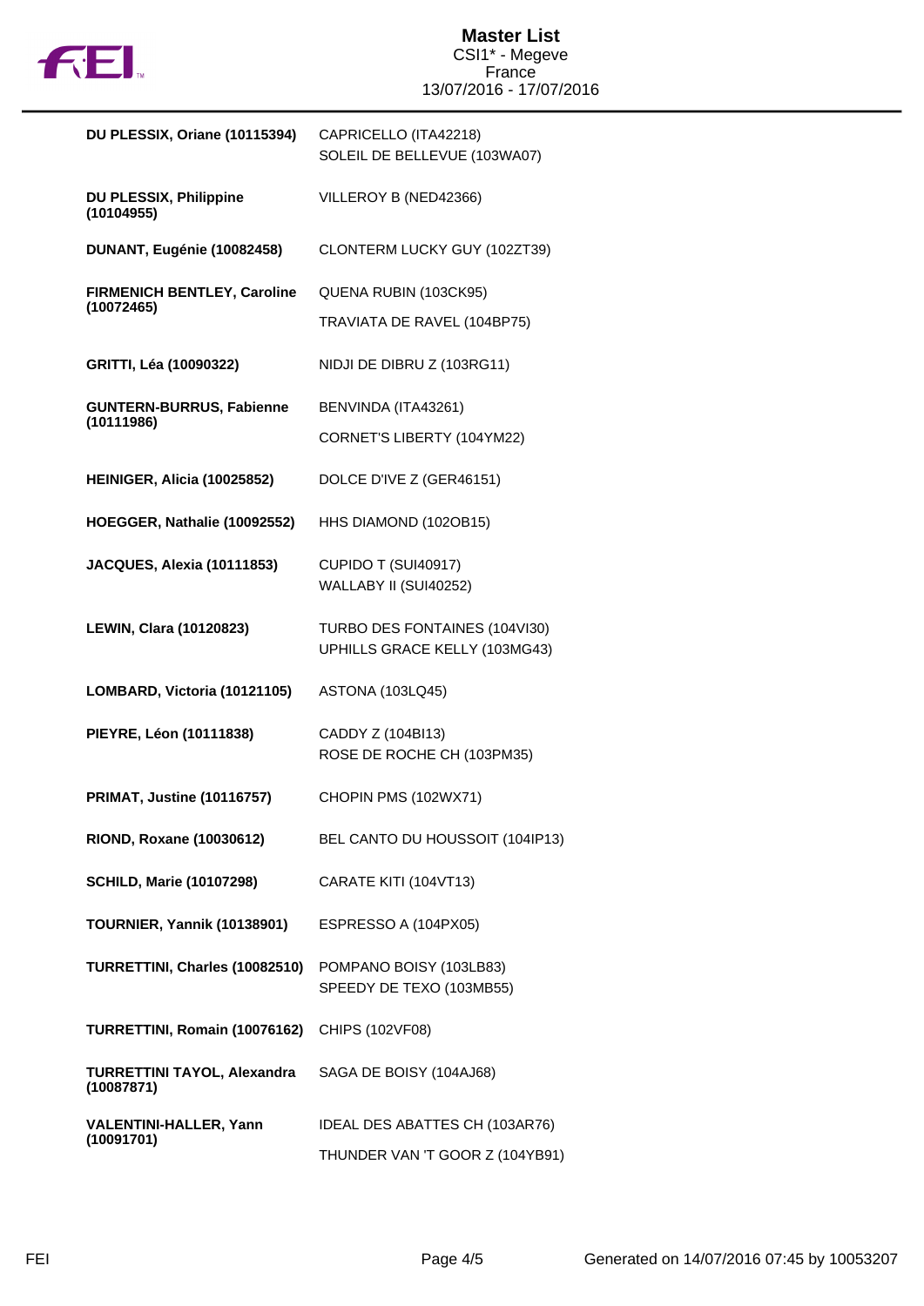# Master List

CSI1* - Megeve
France
13/07/2016 - 17/07/2016

| | |
|---|---|
| **DU PLESSIX, Oriane (10115394)** | CAPRICELLO (ITA42218)<br>SOLEIL DE BELLEVUE (103WA07) |
| **DU PLESSIX, Philippine (10104955)** | VILLEROY B (NED42366) |
| **DUNANT, Eugénie (10082458)** | CLONTERM LUCKY GUY (102ZT39) |
| **FIRMENICH BENTLEY, Caroline (10072465)** | QUENA RUBIN (103CK95)<br>TRAVIATA DE RAVEL (104BP75) |
| **GRITTI, Léa (10090322)** | NIDJI DE DIBRU Z (103RG11) |
| **GUNTERN-BURRUS, Fabienne (10111986)** | BENVINDA (ITA43261)<br>CORNET'S LIBERTY (104YM22) |
| **HEINIGER, Alicia (10025852)** | DOLCE D'IVE Z (GER46151) |
| **HOEGGER, Nathalie (10092552)** | HHS DIAMOND (102OB15) |
| **JACQUES, Alexia (10111853)** | CUPIDO T (SUI40917)<br>WALLABY II (SUI40252) |
| **LEWIN, Clara (10120823)** | TURBO DES FONTAINES (104VI30)<br>UPHILLS GRACE KELLY (103MG43) |
| **LOMBARD, Victoria (10121105)** | ASTONA (103LQ45) |
| **PIEYRE, Léon (10111838)** | CADDY Z (104BI13)<br>ROSE DE ROCHE CH (103PM35) |
| **PRIMAT, Justine (10116757)** | CHOPIN PMS (102WX71) |
| **RIOND, Roxane (10030612)** | BEL CANTO DU HOUSSOIT (104IP13) |
| **SCHILD, Marie (10107298)** | CARATE KITI (104VT13) |
| **TOURNIER, Yannik (10138901)** | ESPRESSO A (104PX05) |
| **TURRETTINI, Charles (10082510)** | POMPANO BOISY (103LB83)<br>SPEEDY DE TEXO (103MB55) |
| **TURRETTINI, Romain (10076162)** | CHIPS (102VF08) |
| **TURRETTINI TAYOL, Alexandra (10087871)** | SAGA DE BOISY (104AJ68) |
| **VALENTINI-HALLER, Yann (10091701)** | IDEAL DES ABATTES CH (103AR76)<br>THUNDER VAN 'T GOOR Z (104YB91) |

Generated on 14/07/2016 07:45 by 10053207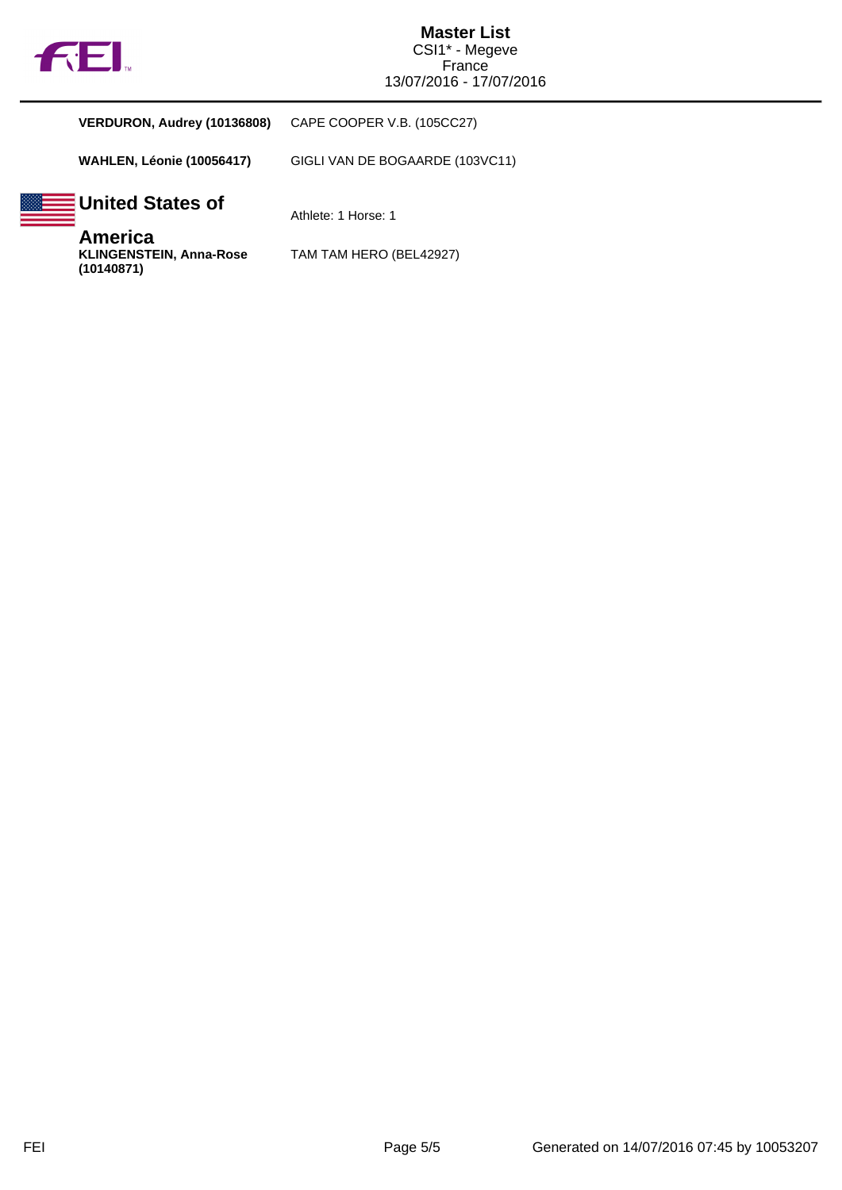| | |
|---|---|
| **VERDURON, Audrey (10136808)** | CAPE COOPER V.B. (105CC27) |
| **WAHLEN, Léonie (10056417)** | GIGLI VAN DE BOGAARDE (103VC11) |

## United States of America

Athlete: 1 Horse: 1

| | |
|---|---|
| **KLINGENSTEIN, Anna-Rose (10140871)** | TAM TAM HERO (BEL42927) |